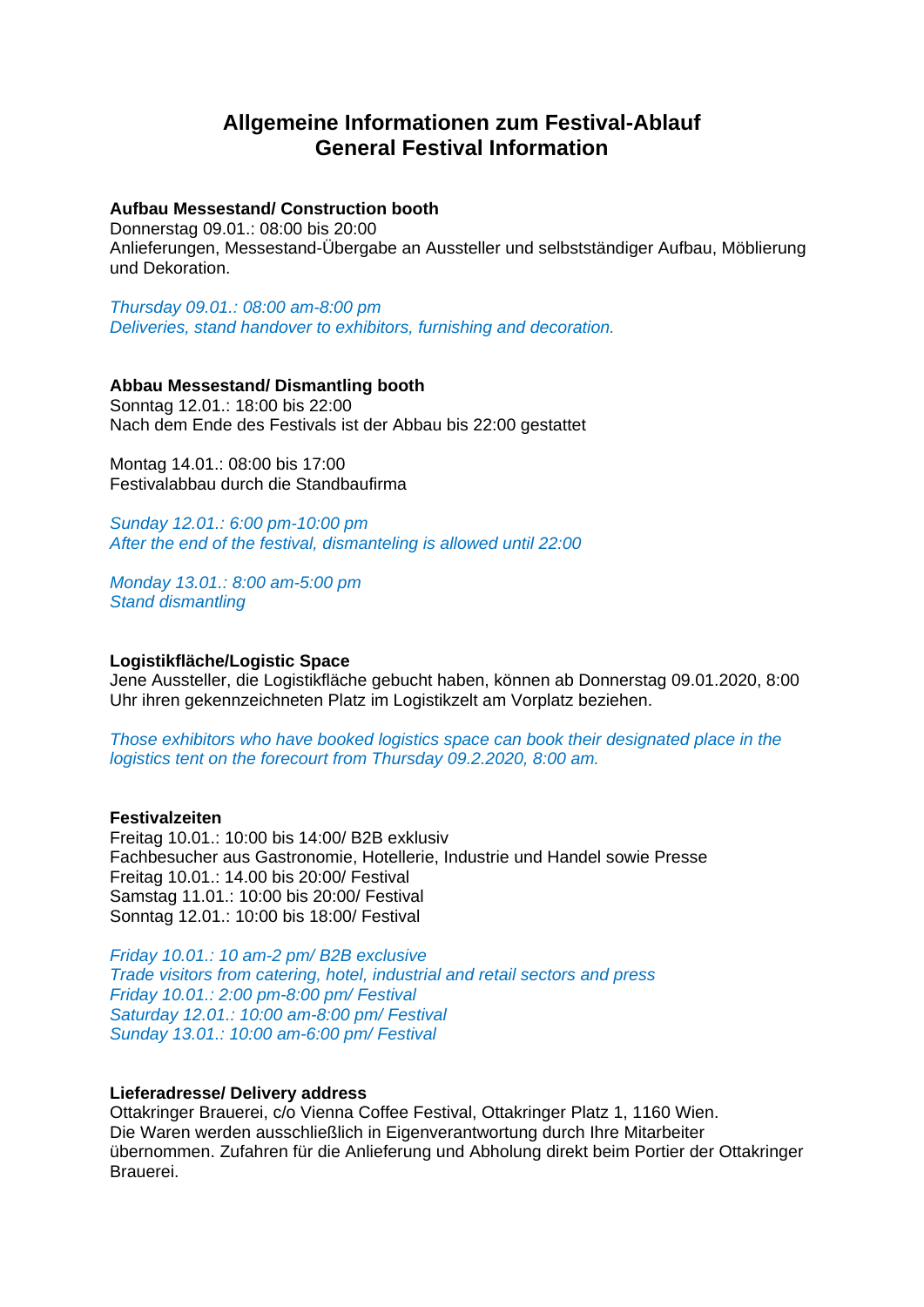# Allgemeine Informationen zum Festival-Ablauf
# General Festival Information

**Aufbau Messestand/ Construction booth**
Donnerstag 09.01.: 08:00 bis 20:00
Anlieferungen, Messestand-Übergabe an Aussteller und selbstständiger Aufbau, Möblierung und Dekoration.

*Thursday 09.01.: 08:00 am-8:00 pm*
*Deliveries, stand handover to exhibitors, furnishing and decoration.*

**Abbau Messestand/ Dismantling booth**
Sonntag 12.01.: 18:00 bis 22:00
Nach dem Ende des Festivals ist der Abbau bis 22:00 gestattet

Montag 14.01.: 08:00 bis 17:00
Festivalabbau durch die Standbaufirma

*Sunday 12.01.: 6:00 pm-10:00 pm*
*After the end of the festival, dismanteling is allowed until 22:00*

*Monday 13.01.: 8:00 am-5:00 pm*
*Stand dismantling*

**Logistikfläche/Logistic Space**
Jene Aussteller, die Logistikfläche gebucht haben, können ab Donnerstag 09.01.2020, 8:00 Uhr ihren gekennzeichneten Platz im Logistikzelt am Vorplatz beziehen.

*Those exhibitors who have booked logistics space can book their designated place in the logistics tent on the forecourt from Thursday 09.2.2020, 8:00 am.*

**Festivalzeiten**
Freitag 10.01.: 10:00 bis 14:00/ B2B exklusiv
Fachbesucher aus Gastronomie, Hotellerie, Industrie und Handel sowie Presse
Freitag 10.01.: 14.00 bis 20:00/ Festival
Samstag 11.01.: 10:00 bis 20:00/ Festival
Sonntag 12.01.: 10:00 bis 18:00/ Festival

*Friday 10.01.: 10 am-2 pm/ B2B exclusive*
*Trade visitors from catering, hotel, industrial and retail sectors and press*
*Friday 10.01.: 2:00 pm-8:00 pm/ Festival*
*Saturday 12.01.: 10:00 am-8:00 pm/ Festival*
*Sunday 13.01.: 10:00 am-6:00 pm/ Festival*

**Lieferadresse/ Delivery address**
Ottakringer Brauerei, c/o Vienna Coffee Festival, Ottakringer Platz 1, 1160 Wien.
Die Waren werden ausschließlich in Eigenverantwortung durch Ihre Mitarbeiter übernommen. Zufahren für die Anlieferung und Abholung direkt beim Portier der Ottakringer Brauerei.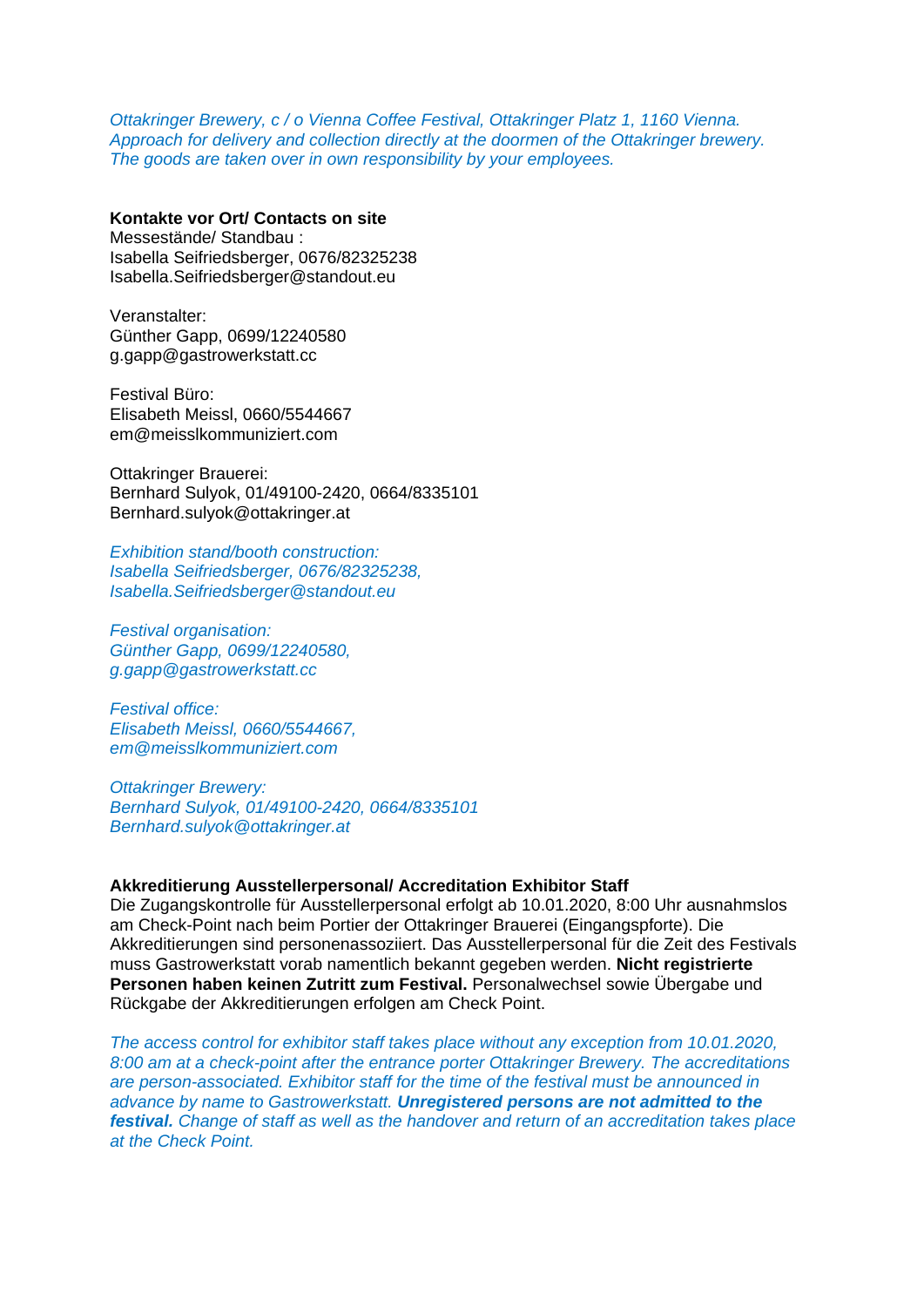*Ottakringer Brewery, c / o Vienna Coffee Festival, Ottakringer Platz 1, 1160 Vienna. Approach for delivery and collection directly at the doormen of the Ottakringer brewery. The goods are taken over in own responsibility by your employees.*

**Kontakte vor Ort/ Contacts on site**
Messestände/ Standbau :
Isabella Seifriedsberger, 0676/82325238
Isabella.Seifriedsberger@standout.eu

Veranstalter:
Günther Gapp, 0699/12240580
g.gapp@gastrowerkstatt.cc

Festival Büro:
Elisabeth Meissl, 0660/5544667
em@meisslkommuniziert.com

Ottakringer Brauerei:
Bernhard Sulyok, 01/49100-2420, 0664/8335101
Bernhard.sulyok@ottakringer.at

*Exhibition stand/booth construction:*
*Isabella Seifriedsberger, 0676/82325238,*
*Isabella.Seifriedsberger@standout.eu*

*Festival organisation:*
*Günther Gapp, 0699/12240580,*
*g.gapp@gastrowerkstatt.cc*

*Festival office:*
*Elisabeth Meissl, 0660/5544667,*
*em@meisslkommuniziert.com*

*Ottakringer Brewery:*
*Bernhard Sulyok, 01/49100-2420, 0664/8335101*
*Bernhard.sulyok@ottakringer.at*

**Akkreditierung Ausstellerpersonal/ Accreditation Exhibitor Staff**
Die Zugangskontrolle für Ausstellerpersonal erfolgt ab 10.01.2020, 8:00 Uhr ausnahmslos am Check-Point nach beim Portier der Ottakringer Brauerei (Eingangspforte). Die Akkreditierungen sind personenassoziiert. Das Ausstellerpersonal für die Zeit des Festivals muss Gastrowerkstatt vorab namentlich bekannt gegeben werden. **Nicht registrierte Personen haben keinen Zutritt zum Festival.** Personalwechsel sowie Übergabe und Rückgabe der Akkreditierungen erfolgen am Check Point.

*The access control for exhibitor staff takes place without any exception from 10.01.2020, 8:00 am at a check-point after the entrance porter Ottakringer Brewery. The accreditations are person-associated. Exhibitor staff for the time of the festival must be announced in advance by name to Gastrowerkstatt.* ***Unregistered persons are not admitted to the festival.*** *Change of staff as well as the handover and return of an accreditation takes place at the Check Point.*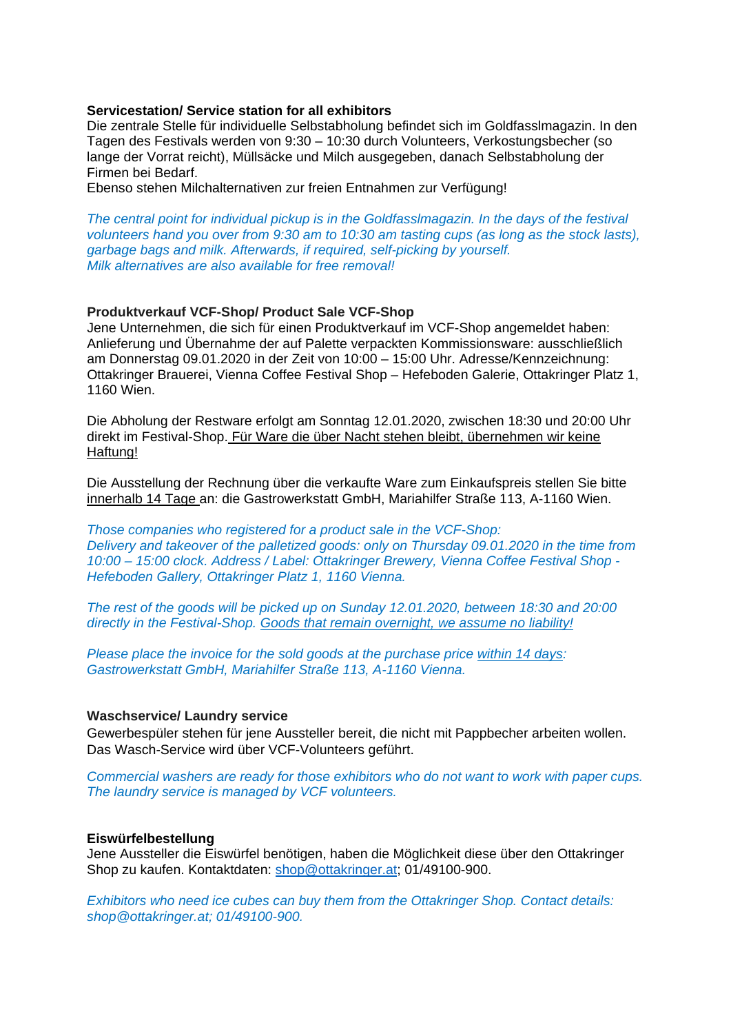**Servicestation/ Service station for all exhibitors**

Die zentrale Stelle für individuelle Selbstabholung befindet sich im Goldfasslmagazin. In den Tagen des Festivals werden von 9:30 – 10:30 durch Volunteers, Verkostungsbecher (so lange der Vorrat reicht), Müllsäcke und Milch ausgegeben, danach Selbstabholung der Firmen bei Bedarf.
Ebenso stehen Milchalternativen zur freien Entnahmen zur Verfügung!

*The central point for individual pickup is in the Goldfasslmagazin. In the days of the festival volunteers hand you over from 9:30 am to 10:30 am tasting cups (as long as the stock lasts), garbage bags and milk. Afterwards, if required, self-picking by yourself.*
*Milk alternatives are also available for free removal!*

**Produktverkauf VCF-Shop/ Product Sale VCF-Shop**

Jene Unternehmen, die sich für einen Produktverkauf im VCF-Shop angemeldet haben: Anlieferung und Übernahme der auf Palette verpackten Kommissionsware: ausschließlich am Donnerstag 09.01.2020 in der Zeit von 10:00 – 15:00 Uhr. Adresse/Kennzeichnung: Ottakringer Brauerei, Vienna Coffee Festival Shop – Hefeboden Galerie, Ottakringer Platz 1, 1160 Wien.

Die Abholung der Restware erfolgt am Sonntag 12.01.2020, zwischen 18:30 und 20:00 Uhr direkt im Festival-Shop. <u>Für Ware die über Nacht stehen bleibt, übernehmen wir keine Haftung!</u>

Die Ausstellung der Rechnung über die verkaufte Ware zum Einkaufspreis stellen Sie bitte <u>innerhalb 14 Tage</u> an: die Gastrowerkstatt GmbH, Mariahilfer Straße 113, A-1160 Wien.

*Those companies who registered for a product sale in the VCF-Shop:*
*Delivery and takeover of the palletized goods: only on Thursday 09.01.2020 in the time from 10:00 – 15:00 clock. Address / Label: Ottakringer Brewery, Vienna Coffee Festival Shop - Hefeboden Gallery, Ottakringer Platz 1, 1160 Vienna.*

*The rest of the goods will be picked up on Sunday 12.01.2020, between 18:30 and 20:00 directly in the Festival-Shop. <u>Goods that remain overnight, we assume no liability!</u>*

*Please place the invoice for the sold goods at the purchase price <u>within 14 days</u>: Gastrowerkstatt GmbH, Mariahilfer Straße 113, A-1160 Vienna.*

**Waschservice/ Laundry service**

Gewerbespüler stehen für jene Aussteller bereit, die nicht mit Pappbecher arbeiten wollen. Das Wasch-Service wird über VCF-Volunteers geführt.

*Commercial washers are ready for those exhibitors who do not want to work with paper cups. The laundry service is managed by VCF volunteers.*

**Eiswürfelbestellung**

Jene Aussteller die Eiswürfel benötigen, haben die Möglichkeit diese über den Ottakringer Shop zu kaufen. Kontaktdaten: shop@ottakringer.at; 01/49100-900.

*Exhibitors who need ice cubes can buy them from the Ottakringer Shop. Contact details: shop@ottakringer.at; 01/49100-900.*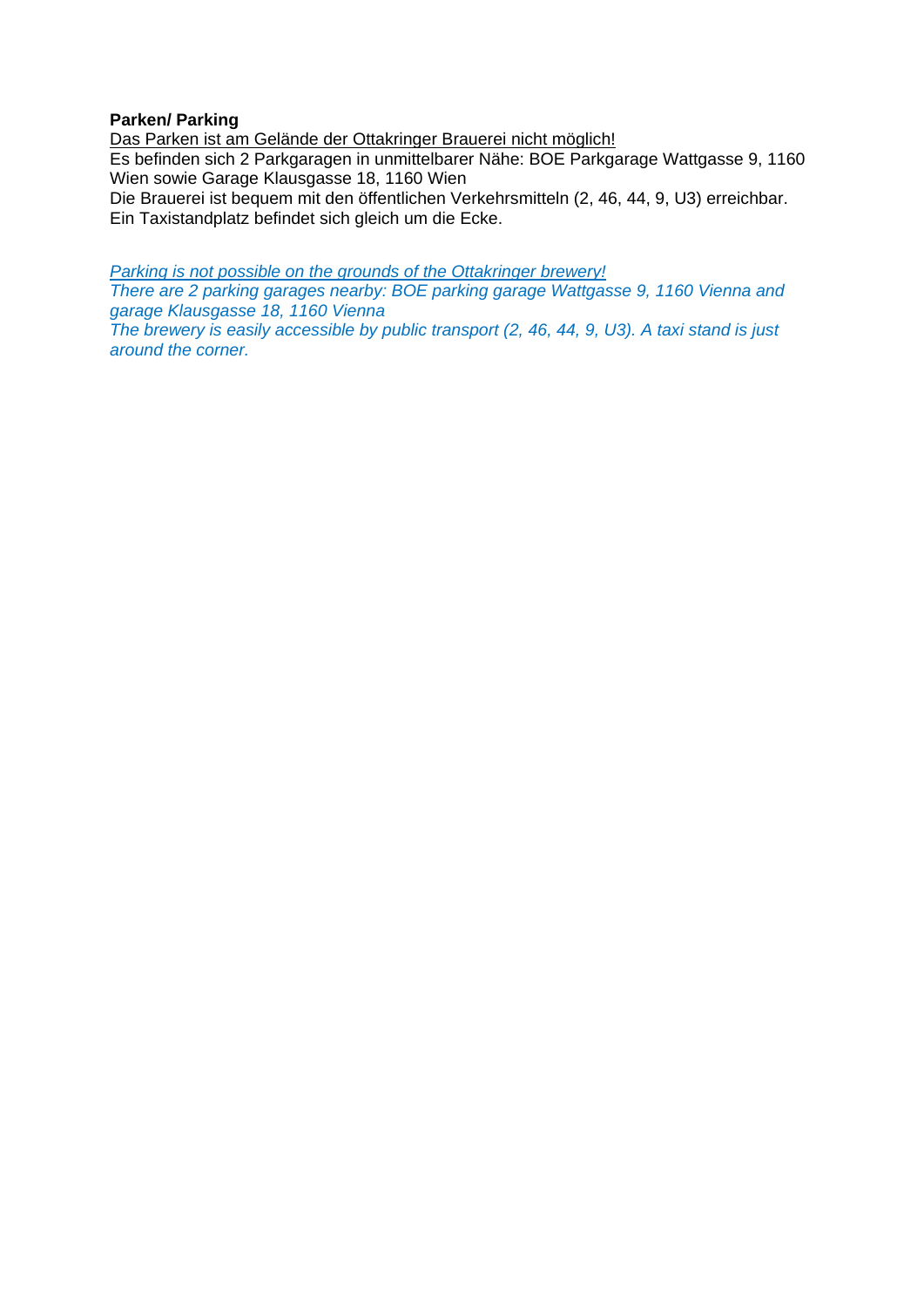**Parken/ Parking**

<u>Das Parken ist am Gelände der Ottakringer Brauerei nicht möglich!</u>
Es befinden sich 2 Parkgaragen in unmittelbarer Nähe: BOE Parkgarage Wattgasse 9, 1160 Wien sowie Garage Klausgasse 18, 1160 Wien
Die Brauerei ist bequem mit den öffentlichen Verkehrsmitteln (2, 46, 44, 9, U3) erreichbar. Ein Taxistandplatz befindet sich gleich um die Ecke.

*<u>Parking is not possible on the grounds of the Ottakringer brewery!</u>*
*There are 2 parking garages nearby: BOE parking garage Wattgasse 9, 1160 Vienna and garage Klausgasse 18, 1160 Vienna*
*The brewery is easily accessible by public transport (2, 46, 44, 9, U3). A taxi stand is just around the corner.*